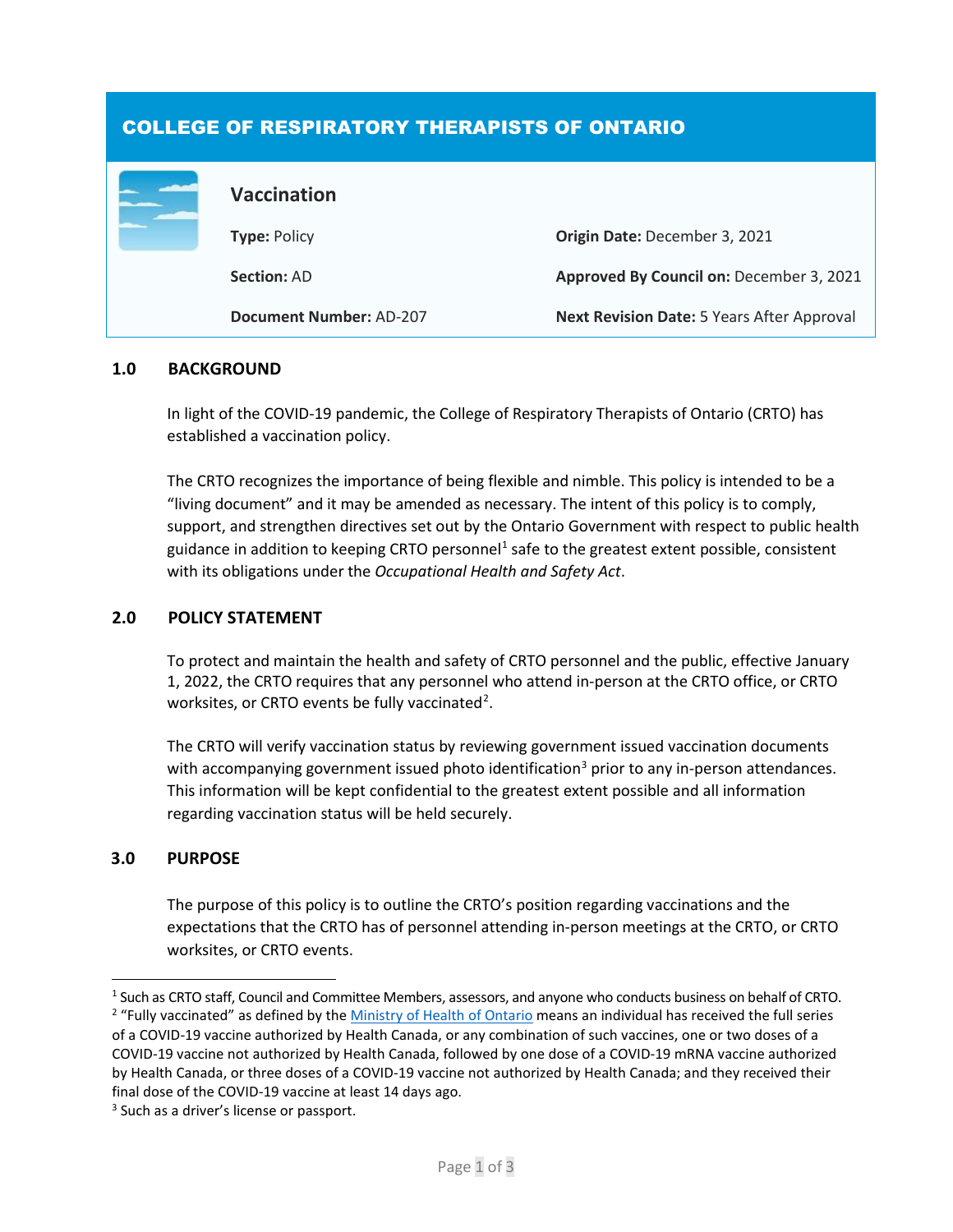# COLLEGE OF RESPIRATORY THERAPISTS OF ONTARIO

## Vaccination

**Type:** Policy

**Origin Date:** December 3, 2021

**Section:** AD

**Approved By Council on:** December 3, 2021

**Document Number:** AD-207

**Next Revision Date:** 5 Years After Approval

## 1.0 BACKGROUND

In light of the COVID-19 pandemic, the College of Respiratory Therapists of Ontario (CRTO) has established a vaccination policy.

The CRTO recognizes the importance of being flexible and nimble. This policy is intended to be a "living document" and it may be amended as necessary. The intent of this policy is to comply, support, and strengthen directives set out by the Ontario Government with respect to public health guidance in addition to keeping CRTO personnel[1] safe to the greatest extent possible, consistent with its obligations under the *Occupational Health and Safety Act*.

## 2.0 POLICY STATEMENT

To protect and maintain the health and safety of CRTO personnel and the public, effective January 1, 2022, the CRTO requires that any personnel who attend in-person at the CRTO office, or CRTO worksites, or CRTO events be fully vaccinated[2].

The CRTO will verify vaccination status by reviewing government issued vaccination documents with accompanying government issued photo identification[3] prior to any in-person attendances. This information will be kept confidential to the greatest extent possible and all information regarding vaccination status will be held securely.

## 3.0 PURPOSE

The purpose of this policy is to outline the CRTO's position regarding vaccinations and the expectations that the CRTO has of personnel attending in-person meetings at the CRTO, or CRTO worksites, or CRTO events.

---

[1] Such as CRTO staff, Council and Committee Members, assessors, and anyone who conducts business on behalf of CRTO.

[2] "Fully vaccinated" as defined by the Ministry of Health of Ontario means an individual has received the full series of a COVID-19 vaccine authorized by Health Canada, or any combination of such vaccines, one or two doses of a COVID-19 vaccine not authorized by Health Canada, followed by one dose of a COVID-19 mRNA vaccine authorized by Health Canada, or three doses of a COVID-19 vaccine not authorized by Health Canada; and they received their final dose of the COVID-19 vaccine at least 14 days ago.

[3] Such as a driver's license or passport.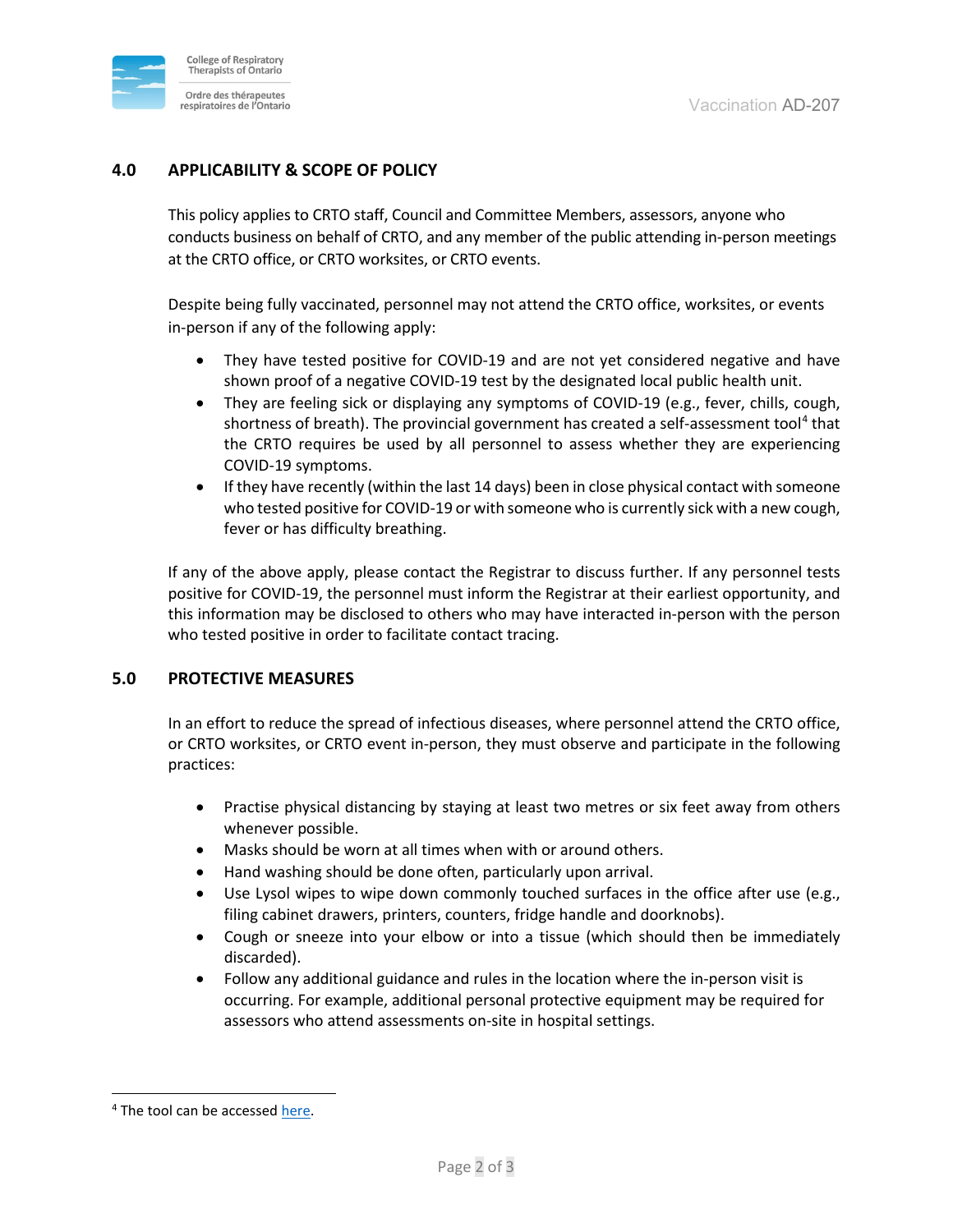## 4.0 APPLICABILITY & SCOPE OF POLICY

This policy applies to CRTO staff, Council and Committee Members, assessors, anyone who conducts business on behalf of CRTO, and any member of the public attending in-person meetings at the CRTO office, or CRTO worksites, or CRTO events.

Despite being fully vaccinated, personnel may not attend the CRTO office, worksites, or events in-person if any of the following apply:

- They have tested positive for COVID-19 and are not yet considered negative and have shown proof of a negative COVID-19 test by the designated local public health unit.
- They are feeling sick or displaying any symptoms of COVID-19 (e.g., fever, chills, cough, shortness of breath). The provincial government has created a self-assessment tool[4] that the CRTO requires be used by all personnel to assess whether they are experiencing COVID-19 symptoms.
- If they have recently (within the last 14 days) been in close physical contact with someone who tested positive for COVID-19 or with someone who is currently sick with a new cough, fever or has difficulty breathing.

If any of the above apply, please contact the Registrar to discuss further. If any personnel tests positive for COVID-19, the personnel must inform the Registrar at their earliest opportunity, and this information may be disclosed to others who may have interacted in-person with the person who tested positive in order to facilitate contact tracing.

## 5.0 PROTECTIVE MEASURES

In an effort to reduce the spread of infectious diseases, where personnel attend the CRTO office, or CRTO worksites, or CRTO event in-person, they must observe and participate in the following practices:

- Practise physical distancing by staying at least two metres or six feet away from others whenever possible.
- Masks should be worn at all times when with or around others.
- Hand washing should be done often, particularly upon arrival.
- Use Lysol wipes to wipe down commonly touched surfaces in the office after use (e.g., filing cabinet drawers, printers, counters, fridge handle and doorknobs).
- Cough or sneeze into your elbow or into a tissue (which should then be immediately discarded).
- Follow any additional guidance and rules in the location where the in-person visit is occurring. For example, additional personal protective equipment may be required for assessors who attend assessments on-site in hospital settings.

---

[4] The tool can be accessed here.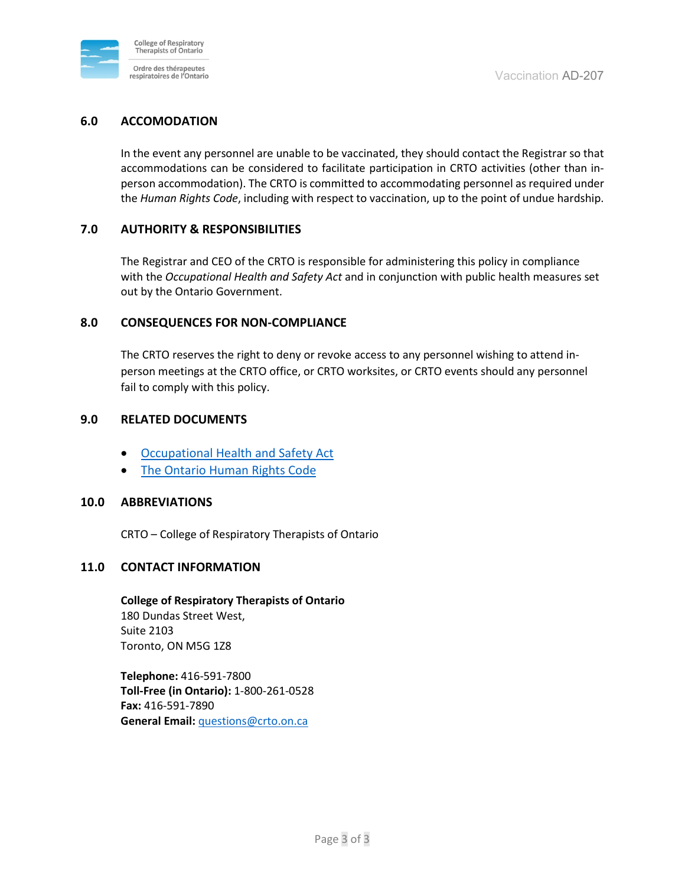## 6.0 ACCOMODATION

In the event any personnel are unable to be vaccinated, they should contact the Registrar so that accommodations can be considered to facilitate participation in CRTO activities (other than in-person accommodation). The CRTO is committed to accommodating personnel as required under the *Human Rights Code*, including with respect to vaccination, up to the point of undue hardship.

## 7.0 AUTHORITY & RESPONSIBILITIES

The Registrar and CEO of the CRTO is responsible for administering this policy in compliance with the *Occupational Health and Safety Act* and in conjunction with public health measures set out by the Ontario Government.

## 8.0 CONSEQUENCES FOR NON-COMPLIANCE

The CRTO reserves the right to deny or revoke access to any personnel wishing to attend in-person meetings at the CRTO office, or CRTO worksites, or CRTO events should any personnel fail to comply with this policy.

## 9.0 RELATED DOCUMENTS

- Occupational Health and Safety Act
- The Ontario Human Rights Code

## 10.0 ABBREVIATIONS

CRTO – College of Respiratory Therapists of Ontario

## 11.0 CONTACT INFORMATION

**College of Respiratory Therapists of Ontario**
180 Dundas Street West,
Suite 2103
Toronto, ON M5G 1Z8

**Telephone:** 416-591-7800
**Toll-Free (in Ontario):** 1-800-261-0528
**Fax:** 416-591-7890
**General Email:** questions@crto.on.ca